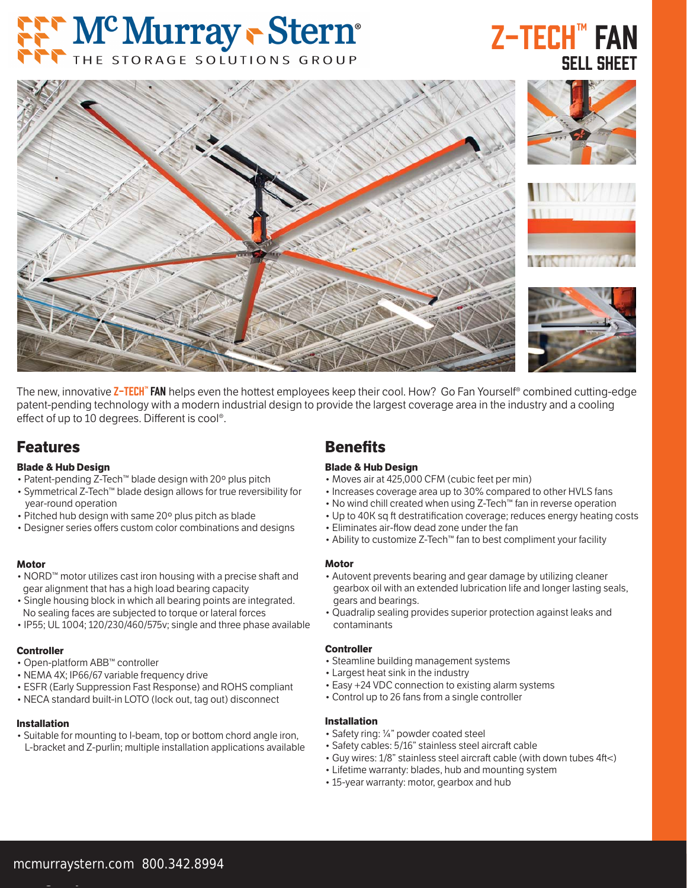# McMurray Stern

THE STORAGE SOLUTIONS GROUP

# Z-TECH™ FAN
## SELL SHEET

The new, innovative **Z-TECH™ FAN** helps even the hottest employees keep their cool. How? Go Fan Yourself® combined cutting-edge patent-pending technology with a modern industrial design to provide the largest coverage area in the industry and a cooling effect of up to 10 degrees. Different is cool®.

## Features

**Blade & Hub Design**
- Patent-pending Z-Tech™ blade design with 20º plus pitch
- Symmetrical Z-Tech™ blade design allows for true reversibility for year-round operation
- Pitched hub design with same 20º plus pitch as blade
- Designer series offers custom color combinations and designs

**Motor**
- NORD™ motor utilizes cast iron housing with a precise shaft and gear alignment that has a high load bearing capacity
- Single housing block in which all bearing points are integrated. No sealing faces are subjected to torque or lateral forces
- IP55; UL 1004; 120/230/460/575v; single and three phase available

**Controller**
- Open-platform ABB™ controller
- NEMA 4X; IP66/67 variable frequency drive
- ESFR (Early Suppression Fast Response) and ROHS compliant
- NECA standard built-in LOTO (lock out, tag out) disconnect

**Installation**
- Suitable for mounting to I-beam, top or bottom chord angle iron, L-bracket and Z-purlin; multiple installation applications available

## Benefits

**Blade & Hub Design**
- Moves air at 425,000 CFM (cubic feet per min)
- Increases coverage area up to 30% compared to other HVLS fans
- No wind chill created when using Z-Tech™ fan in reverse operation
- Up to 40K sq ft destratification coverage; reduces energy heating costs
- Eliminates air-flow dead zone under the fan
- Ability to customize Z-Tech™ fan to best compliment your facility

**Motor**
- Autovent prevents bearing and gear damage by utilizing cleaner gearbox oil with an extended lubrication life and longer lasting seals, gears and bearings.
- Quadralip sealing provides superior protection against leaks and contaminants

**Controller**
- Steamline building management systems
- Largest heat sink in the industry
- Easy +24 VDC connection to existing alarm systems
- Control up to 26 fans from a single controller

**Installation**
- Safety ring: ¼" powder coated steel
- Safety cables: 5/16" stainless steel aircraft cable
- Guy wires: 1/8" stainless steel aircraft cable (with down tubes 4ft<)
- Lifetime warranty: blades, hub and mounting system
- 15-year warranty: motor, gearbox and hub

mcmurraystern.com 800.342.8994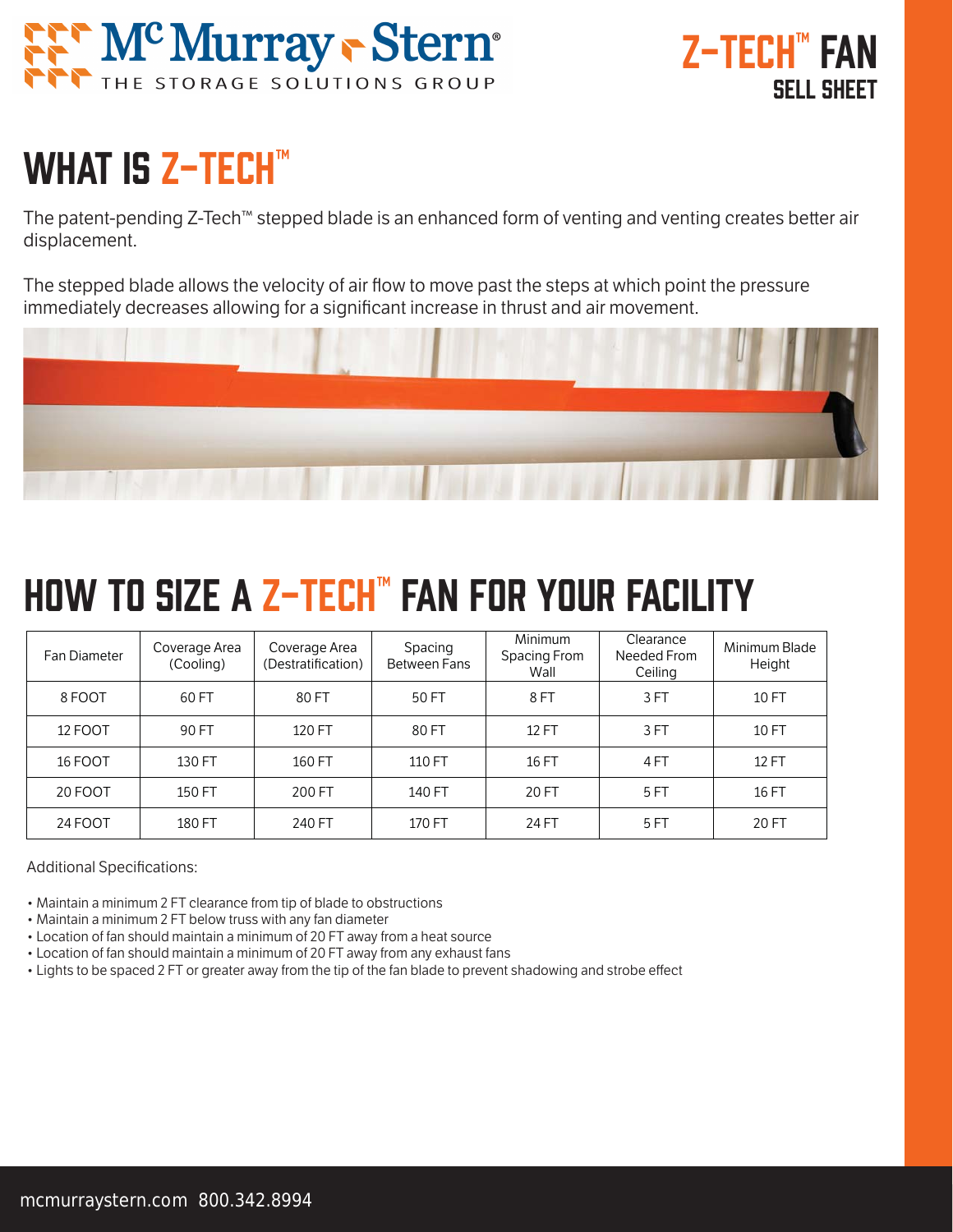McMurray Stern
THE STORAGE SOLUTIONS GROUP

# Z-TECH™ FAN
## SELL SHEET

## WHAT IS Z-TECH™

The patent-pending Z-Tech™ stepped blade is an enhanced form of venting and venting creates better air displacement.

The stepped blade allows the velocity of air flow to move past the steps at which point the pressure immediately decreases allowing for a significant increase in thrust and air movement.

## HOW TO SIZE A Z-TECH™ FAN FOR YOUR FACILITY

| Fan Diameter | Coverage Area (Cooling) | Coverage Area (Destratification) | Spacing Between Fans | Minimum Spacing From Wall | Clearance Needed From Ceiling | Minimum Blade Height |
|---|---|---|---|---|---|---|
| 8 FOOT | 60 FT | 80 FT | 50 FT | 8 FT | 3 FT | 10 FT |
| 12 FOOT | 90 FT | 120 FT | 80 FT | 12 FT | 3 FT | 10 FT |
| 16 FOOT | 130 FT | 160 FT | 110 FT | 16 FT | 4 FT | 12 FT |
| 20 FOOT | 150 FT | 200 FT | 140 FT | 20 FT | 5 FT | 16 FT |
| 24 FOOT | 180 FT | 240 FT | 170 FT | 24 FT | 5 FT | 20 FT |

Additional Specifications:

- Maintain a minimum 2 FT clearance from tip of blade to obstructions
- Maintain a minimum 2 FT below truss with any fan diameter
- Location of fan should maintain a minimum of 20 FT away from a heat source
- Location of fan should maintain a minimum of 20 FT away from any exhaust fans
- Lights to be spaced 2 FT or greater away from the tip of the fan blade to prevent shadowing and strobe effect

mcmurraystern.com 800.342.8994